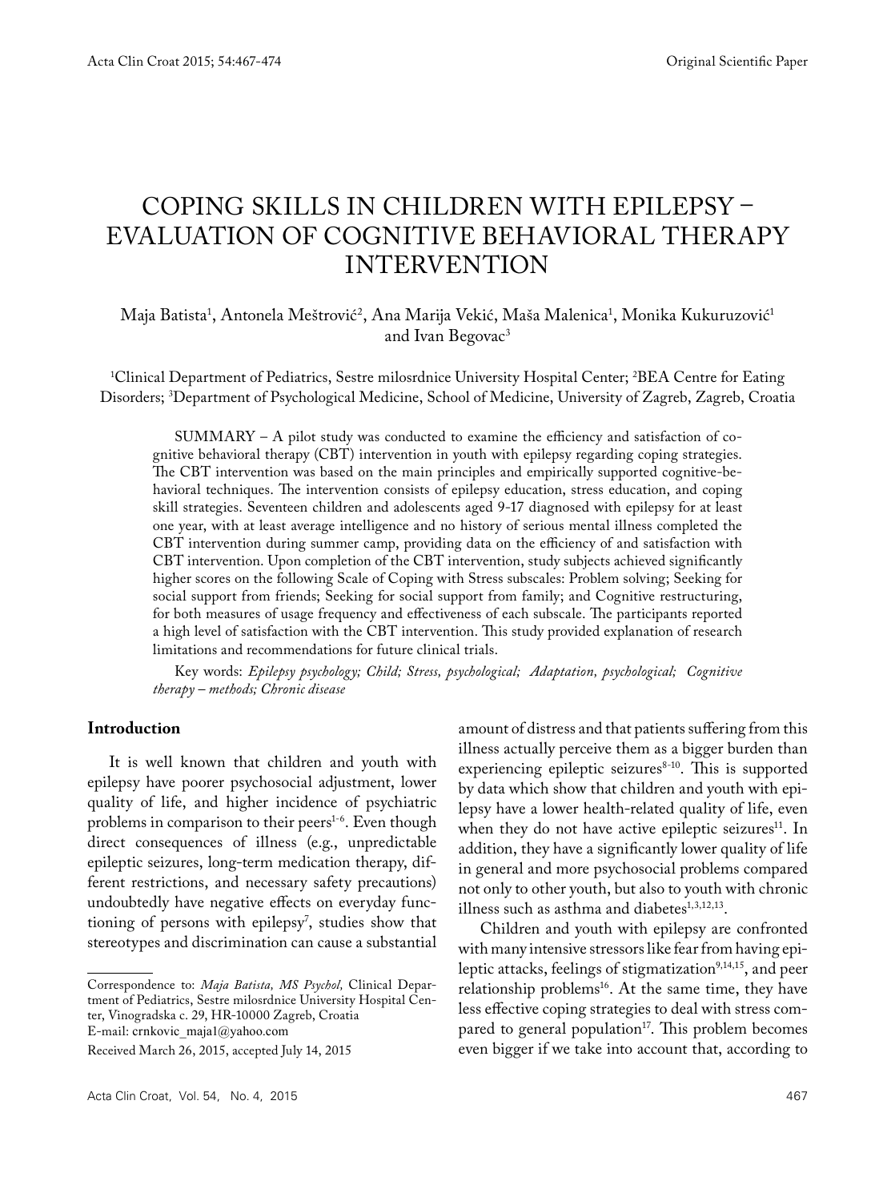Original Scientific Paper

# COPING SKILLS IN CHILDREN WITH EPILEPSY – EVALUATION OF COGNITIVE BEHAVIORAL THERAPY INTERVENTION

Maja Batista[1], Antonela Meštrović[2], Ana Marija Vekić, Maša Malenica[1], Monika Kukuruzović[1] and Ivan Begovac[3]

[1]Clinical Department of Pediatrics, Sestre milosrdnice University Hospital Center; [2]BEA Centre for Eating Disorders; [3]Department of Psychological Medicine, School of Medicine, University of Zagreb, Zagreb, Croatia

SUMMARY – A pilot study was conducted to examine the efficiency and satisfaction of cognitive behavioral therapy (CBT) intervention in youth with epilepsy regarding coping strategies. The CBT intervention was based on the main principles and empirically supported cognitive-behavioral techniques. The intervention consists of epilepsy education, stress education, and coping skill strategies. Seventeen children and adolescents aged 9-17 diagnosed with epilepsy for at least one year, with at least average intelligence and no history of serious mental illness completed the CBT intervention during summer camp, providing data on the efficiency of and satisfaction with CBT intervention. Upon completion of the CBT intervention, study subjects achieved significantly higher scores on the following Scale of Coping with Stress subscales: Problem solving; Seeking for social support from friends; Seeking for social support from family; and Cognitive restructuring, for both measures of usage frequency and effectiveness of each subscale. The participants reported a high level of satisfaction with the CBT intervention. This study provided explanation of research limitations and recommendations for future clinical trials.

Key words: *Epilepsy psychology; Child; Stress, psychological; Adaptation, psychological; Cognitive therapy – methods; Chronic disease*

## Introduction

It is well known that children and youth with epilepsy have poorer psychosocial adjustment, lower quality of life, and higher incidence of psychiatric problems in comparison to their peers[1-6]. Even though direct consequences of illness (e.g., unpredictable epileptic seizures, long-term medication therapy, different restrictions, and necessary safety precautions) undoubtedly have negative effects on everyday functioning of persons with epilepsy[7], studies show that stereotypes and discrimination can cause a substantial amount of distress and that patients suffering from this illness actually perceive them as a bigger burden than experiencing epileptic seizures[8-10]. This is supported by data which show that children and youth with epilepsy have a lower health-related quality of life, even when they do not have active epileptic seizures[11]. In addition, they have a significantly lower quality of life in general and more psychosocial problems compared not only to other youth, but also to youth with chronic illness such as asthma and diabetes[1,3,12,13].

Children and youth with epilepsy are confronted with many intensive stressors like fear from having epileptic attacks, feelings of stigmatization[9,14,15], and peer relationship problems[16]. At the same time, they have less effective coping strategies to deal with stress compared to general population[17]. This problem becomes even bigger if we take into account that, according to

Correspondence to: *Maja Batista, MS Psychol,* Clinical Department of Pediatrics, Sestre milosrdnice University Hospital Center, Vinogradska c. 29, HR-10000 Zagreb, Croatia
E-mail: crnkovic_maja1@yahoo.com

Received March 26, 2015, accepted July 14, 2015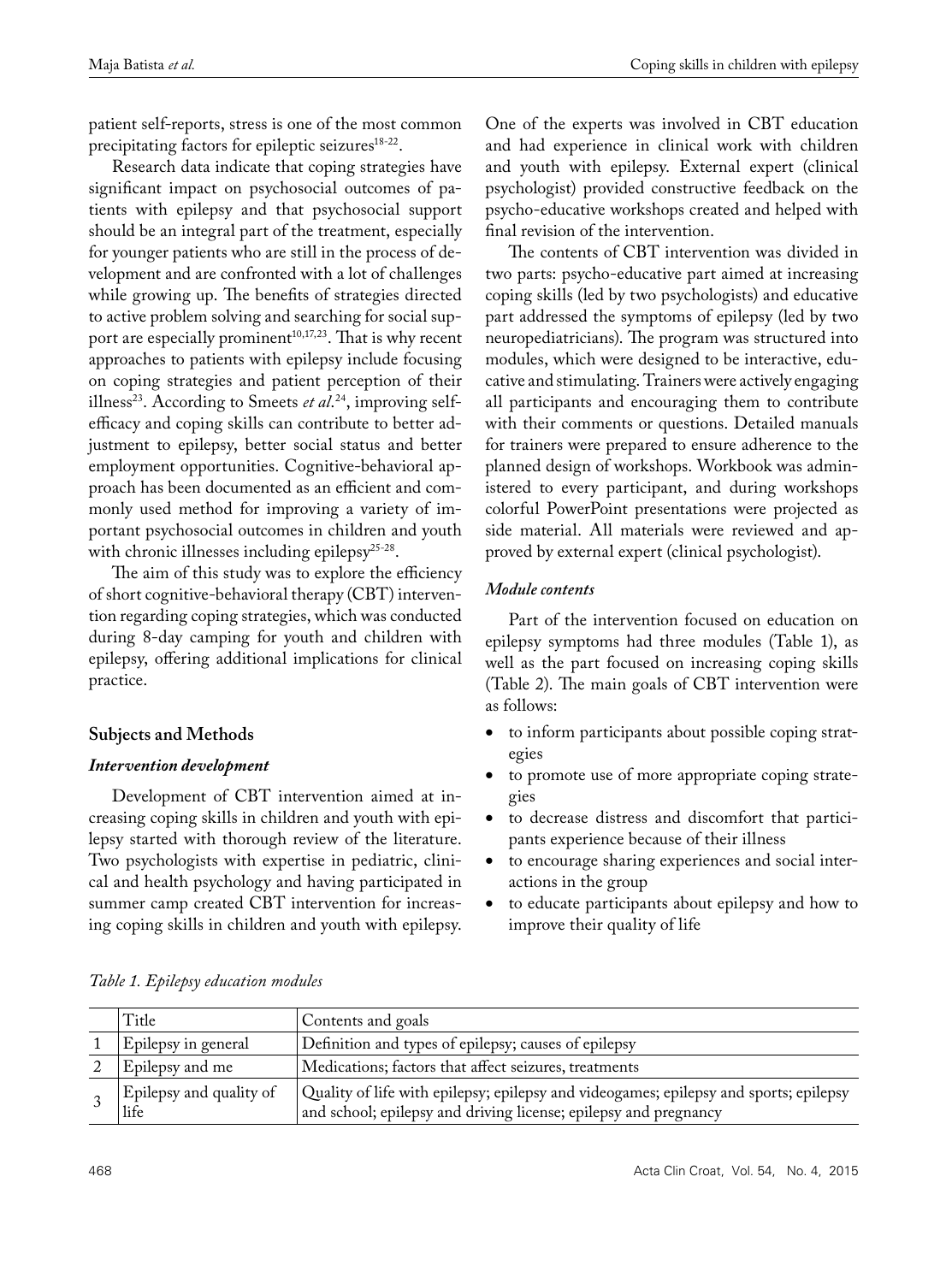patient self-reports, stress is one of the most common precipitating factors for epileptic seizures[18-22].

Research data indicate that coping strategies have significant impact on psychosocial outcomes of patients with epilepsy and that psychosocial support should be an integral part of the treatment, especially for younger patients who are still in the process of development and are confronted with a lot of challenges while growing up. The benefits of strategies directed to active problem solving and searching for social support are especially prominent[10,17,23]. That is why recent approaches to patients with epilepsy include focusing on coping strategies and patient perception of their illness[23]. According to Smeets *et al*.[24], improving self-efficacy and coping skills can contribute to better adjustment to epilepsy, better social status and better employment opportunities. Cognitive-behavioral approach has been documented as an efficient and commonly used method for improving a variety of important psychosocial outcomes in children and youth with chronic illnesses including epilepsy[25-28].

The aim of this study was to explore the efficiency of short cognitive-behavioral therapy (CBT) intervention regarding coping strategies, which was conducted during 8-day camping for youth and children with epilepsy, offering additional implications for clinical practice.

## Subjects and Methods

### *Intervention development*

Development of CBT intervention aimed at increasing coping skills in children and youth with epilepsy started with thorough review of the literature. Two psychologists with expertise in pediatric, clinical and health psychology and having participated in summer camp created CBT intervention for increasing coping skills in children and youth with epilepsy. One of the experts was involved in CBT education and had experience in clinical work with children and youth with epilepsy. External expert (clinical psychologist) provided constructive feedback on the psycho-educative workshops created and helped with final revision of the intervention.

The contents of CBT intervention was divided in two parts: psycho-educative part aimed at increasing coping skills (led by two psychologists) and educative part addressed the symptoms of epilepsy (led by two neuropediatricians). The program was structured into modules, which were designed to be interactive, educative and stimulating. Trainers were actively engaging all participants and encouraging them to contribute with their comments or questions. Detailed manuals for trainers were prepared to ensure adherence to the planned design of workshops. Workbook was administered to every participant, and during workshops colorful PowerPoint presentations were projected as side material. All materials were reviewed and approved by external expert (clinical psychologist).

### *Module contents*

Part of the intervention focused on education on epilepsy symptoms had three modules (Table 1), as well as the part focused on increasing coping skills (Table 2). The main goals of CBT intervention were as follows:

- to inform participants about possible coping strategies
- to promote use of more appropriate coping strategies
- to decrease distress and discomfort that participants experience because of their illness
- to encourage sharing experiences and social interactions in the group
- to educate participants about epilepsy and how to improve their quality of life

*Table 1. Epilepsy education modules*

| | Title | Contents and goals |
|---|---|---|
| 1 | Epilepsy in general | Definition and types of epilepsy; causes of epilepsy |
| 2 | Epilepsy and me | Medications; factors that affect seizures, treatments |
| 3 | Epilepsy and quality of life | Quality of life with epilepsy; epilepsy and videogames; epilepsy and sports; epilepsy and school; epilepsy and driving license; epilepsy and pregnancy |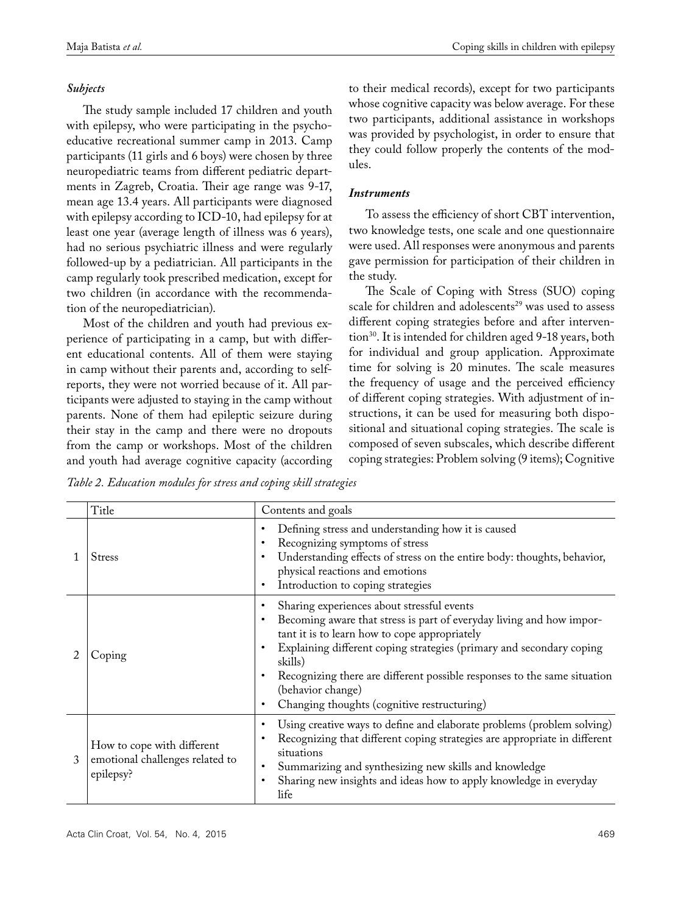### *Subjects*

The study sample included 17 children and youth with epilepsy, who were participating in the psychoeducative recreational summer camp in 2013. Camp participants (11 girls and 6 boys) were chosen by three neuropediatric teams from different pediatric departments in Zagreb, Croatia. Their age range was 9-17, mean age 13.4 years. All participants were diagnosed with epilepsy according to ICD-10, had epilepsy for at least one year (average length of illness was 6 years), had no serious psychiatric illness and were regularly followed-up by a pediatrician. All participants in the camp regularly took prescribed medication, except for two children (in accordance with the recommendation of the neuropediatrician).

Most of the children and youth had previous experience of participating in a camp, but with different educational contents. All of them were staying in camp without their parents and, according to self-reports, they were not worried because of it. All participants were adjusted to staying in the camp without parents. None of them had epileptic seizure during their stay in the camp and there were no dropouts from the camp or workshops. Most of the children and youth had average cognitive capacity (according to their medical records), except for two participants whose cognitive capacity was below average. For these two participants, additional assistance in workshops was provided by psychologist, in order to ensure that they could follow properly the contents of the modules.

### *Instruments*

To assess the efficiency of short CBT intervention, two knowledge tests, one scale and one questionnaire were used. All responses were anonymous and parents gave permission for participation of their children in the study.

The Scale of Coping with Stress (SUO) coping scale for children and adolescents[29] was used to assess different coping strategies before and after intervention[30]. It is intended for children aged 9-18 years, both for individual and group application. Approximate time for solving is 20 minutes. The scale measures the frequency of usage and the perceived efficiency of different coping strategies. With adjustment of instructions, it can be used for measuring both dispositional and situational coping strategies. The scale is composed of seven subscales, which describe different coping strategies: Problem solving (9 items); Cognitive

*Table 2. Education modules for stress and coping skill strategies*

| | Title | Contents and goals |
|---|---|---|
| 1 | Stress | • Defining stress and understanding how it is caused<br>• Recognizing symptoms of stress<br>• Understanding effects of stress on the entire body: thoughts, behavior, physical reactions and emotions<br>• Introduction to coping strategies |
| 2 | Coping | • Sharing experiences about stressful events<br>• Becoming aware that stress is part of everyday living and how important it is to learn how to cope appropriately<br>• Explaining different coping strategies (primary and secondary coping skills)<br>• Recognizing there are different possible responses to the same situation (behavior change)<br>• Changing thoughts (cognitive restructuring) |
| 3 | How to cope with different emotional challenges related to epilepsy? | • Using creative ways to define and elaborate problems (problem solving)<br>• Recognizing that different coping strategies are appropriate in different situations<br>• Summarizing and synthesizing new skills and knowledge<br>• Sharing new insights and ideas how to apply knowledge in everyday life |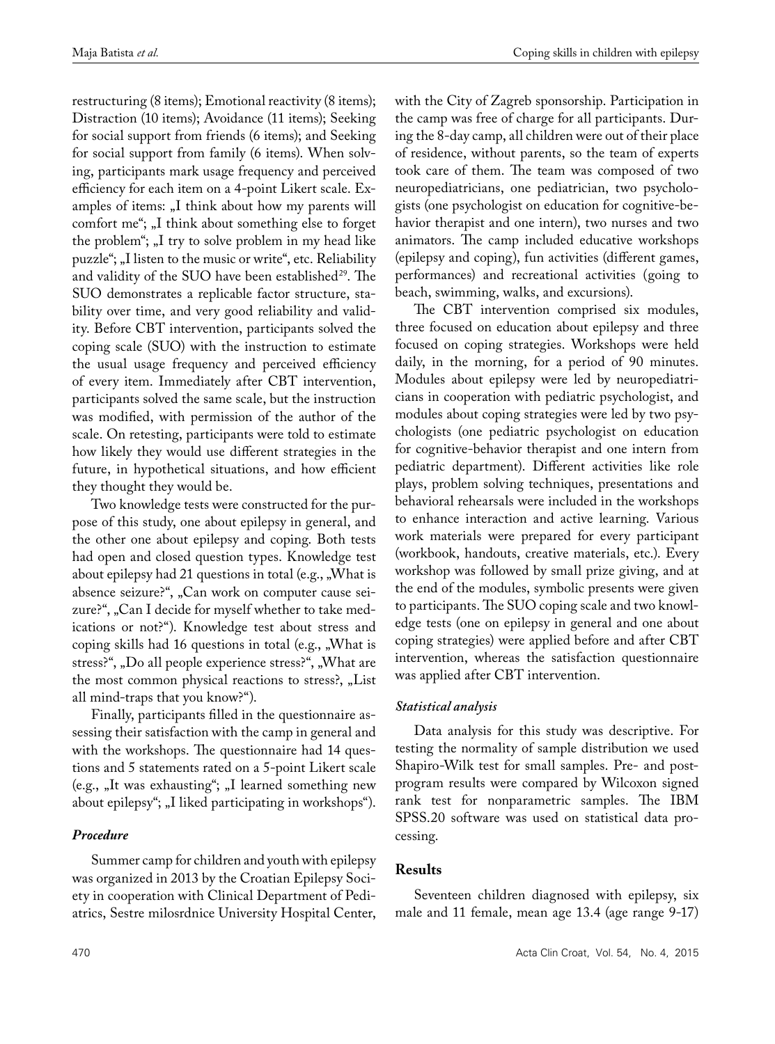restructuring (8 items); Emotional reactivity (8 items); Distraction (10 items); Avoidance (11 items); Seeking for social support from friends (6 items); and Seeking for social support from family (6 items). When solving, participants mark usage frequency and perceived efficiency for each item on a 4-point Likert scale. Examples of items: „I think about how my parents will comfort me"; „I think about something else to forget the problem"; „I try to solve problem in my head like puzzle"; „I listen to the music or write", etc. Reliability and validity of the SUO have been established[29]. The SUO demonstrates a replicable factor structure, stability over time, and very good reliability and validity. Before CBT intervention, participants solved the coping scale (SUO) with the instruction to estimate the usual usage frequency and perceived efficiency of every item. Immediately after CBT intervention, participants solved the same scale, but the instruction was modified, with permission of the author of the scale. On retesting, participants were told to estimate how likely they would use different strategies in the future, in hypothetical situations, and how efficient they thought they would be.

Two knowledge tests were constructed for the purpose of this study, one about epilepsy in general, and the other one about epilepsy and coping. Both tests had open and closed question types. Knowledge test about epilepsy had 21 questions in total (e.g., „What is absence seizure?", „Can work on computer cause seizure?", „Can I decide for myself whether to take medications or not?"). Knowledge test about stress and coping skills had 16 questions in total (e.g., „What is stress?", „Do all people experience stress?", „What are the most common physical reactions to stress?, „List all mind-traps that you know?").

Finally, participants filled in the questionnaire assessing their satisfaction with the camp in general and with the workshops. The questionnaire had 14 questions and 5 statements rated on a 5-point Likert scale (e.g., „It was exhausting"; „I learned something new about epilepsy"; „I liked participating in workshops").

### *Procedure*

Summer camp for children and youth with epilepsy was organized in 2013 by the Croatian Epilepsy Society in cooperation with Clinical Department of Pediatrics, Sestre milosrdnice University Hospital Center, with the City of Zagreb sponsorship. Participation in the camp was free of charge for all participants. During the 8-day camp, all children were out of their place of residence, without parents, so the team of experts took care of them. The team was composed of two neuropediatricians, one pediatrician, two psychologists (one psychologist on education for cognitive-behavior therapist and one intern), two nurses and two animators. The camp included educative workshops (epilepsy and coping), fun activities (different games, performances) and recreational activities (going to beach, swimming, walks, and excursions).

The CBT intervention comprised six modules, three focused on education about epilepsy and three focused on coping strategies. Workshops were held daily, in the morning, for a period of 90 minutes. Modules about epilepsy were led by neuropediatricians in cooperation with pediatric psychologist, and modules about coping strategies were led by two psychologists (one pediatric psychologist on education for cognitive-behavior therapist and one intern from pediatric department). Different activities like role plays, problem solving techniques, presentations and behavioral rehearsals were included in the workshops to enhance interaction and active learning. Various work materials were prepared for every participant (workbook, handouts, creative materials, etc.). Every workshop was followed by small prize giving, and at the end of the modules, symbolic presents were given to participants. The SUO coping scale and two knowledge tests (one on epilepsy in general and one about coping strategies) were applied before and after CBT intervention, whereas the satisfaction questionnaire was applied after CBT intervention.

### *Statistical analysis*

Data analysis for this study was descriptive. For testing the normality of sample distribution we used Shapiro-Wilk test for small samples. Pre- and post-program results were compared by Wilcoxon signed rank test for nonparametric samples. The IBM SPSS.20 software was used on statistical data processing.

## Results

Seventeen children diagnosed with epilepsy, six male and 11 female, mean age 13.4 (age range 9-17)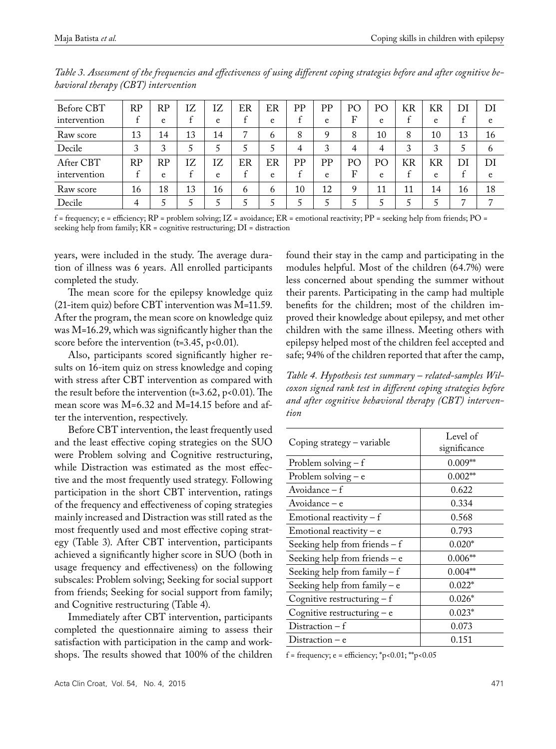*Table 3. Assessment of the frequencies and effectiveness of using different coping strategies before and after cognitive behavioral therapy (CBT) intervention*

| Before CBT intervention | RP f | RP e | IZ f | IZ e | ER f | ER e | PP f | PP e | PO F | PO e | KR f | KR e | DI f | DI e |
|---|---|---|---|---|---|---|---|---|---|---|---|---|---|---|
| Raw score | 13 | 14 | 13 | 14 | 7 | 6 | 8 | 9 | 8 | 10 | 8 | 10 | 13 | 16 |
| Decile | 3 | 3 | 5 | 5 | 5 | 5 | 4 | 3 | 4 | 4 | 3 | 3 | 5 | 6 |
| **After CBT intervention** | **RP f** | **RP e** | **IZ f** | **IZ e** | **ER f** | **ER e** | **PP f** | **PP e** | **PO F** | **PO e** | **KR f** | **KR e** | **DI f** | **DI e** |
| Raw score | 16 | 18 | 13 | 16 | 6 | 6 | 10 | 12 | 9 | 11 | 11 | 14 | 16 | 18 |
| Decile | 4 | 5 | 5 | 5 | 5 | 5 | 5 | 5 | 5 | 5 | 5 | 5 | 7 | 7 |

f = frequency; e = efficiency; RP = problem solving; IZ = avoidance; ER = emotional reactivity; PP = seeking help from friends; PO = seeking help from family; KR = cognitive restructuring; DI = distraction

years, were included in the study. The average duration of illness was 6 years. All enrolled participants completed the study.

The mean score for the epilepsy knowledge quiz (21-item quiz) before CBT intervention was M=11.59. After the program, the mean score on knowledge quiz was M=16.29, which was significantly higher than the score before the intervention (t=3.45, $p<0.01$).

Also, participants scored significantly higher results on 16-item quiz on stress knowledge and coping with stress after CBT intervention as compared with the result before the intervention (t=3.62, $p<0.01$). The mean score was M=6.32 and M=14.15 before and after the intervention, respectively.

Before CBT intervention, the least frequently used and the least effective coping strategies on the SUO were Problem solving and Cognitive restructuring, while Distraction was estimated as the most effective and the most frequently used strategy. Following participation in the short CBT intervention, ratings of the frequency and effectiveness of coping strategies mainly increased and Distraction was still rated as the most frequently used and most effective coping strategy (Table 3). After CBT intervention, participants achieved a significantly higher score in SUO (both in usage frequency and effectiveness) on the following subscales: Problem solving; Seeking for social support from friends; Seeking for social support from family; and Cognitive restructuring (Table 4).

Immediately after CBT intervention, participants completed the questionnaire aiming to assess their satisfaction with participation in the camp and workshops. The results showed that 100% of the children found their stay in the camp and participating in the modules helpful. Most of the children (64.7%) were less concerned about spending the summer without their parents. Participating in the camp had multiple benefits for the children; most of the children improved their knowledge about epilepsy, and met other children with the same illness. Meeting others with epilepsy helped most of the children feel accepted and safe; 94% of the children reported that after the camp,

*Table 4. Hypothesis test summary – related-samples Wilcoxon signed rank test in different coping strategies before and after cognitive behavioral therapy (CBT) intervention*

| Coping strategy – variable | Level of significance |
|---|---|
| Problem solving – f | 0.009** |
| Problem solving – e | 0.002** |
| Avoidance – f | 0.622 |
| Avoidance – e | 0.334 |
| Emotional reactivity – f | 0.568 |
| Emotional reactivity – e | 0.793 |
| Seeking help from friends – f | 0.020* |
| Seeking help from friends – e | 0.006** |
| Seeking help from family – f | 0.004** |
| Seeking help from family – e | 0.022* |
| Cognitive restructuring – f | 0.026* |
| Cognitive restructuring – e | 0.023* |
| Distraction – f | 0.073 |
| Distraction – e | 0.151 |

f = frequency; e = efficiency; *$p<0.01$; **$p<0.05$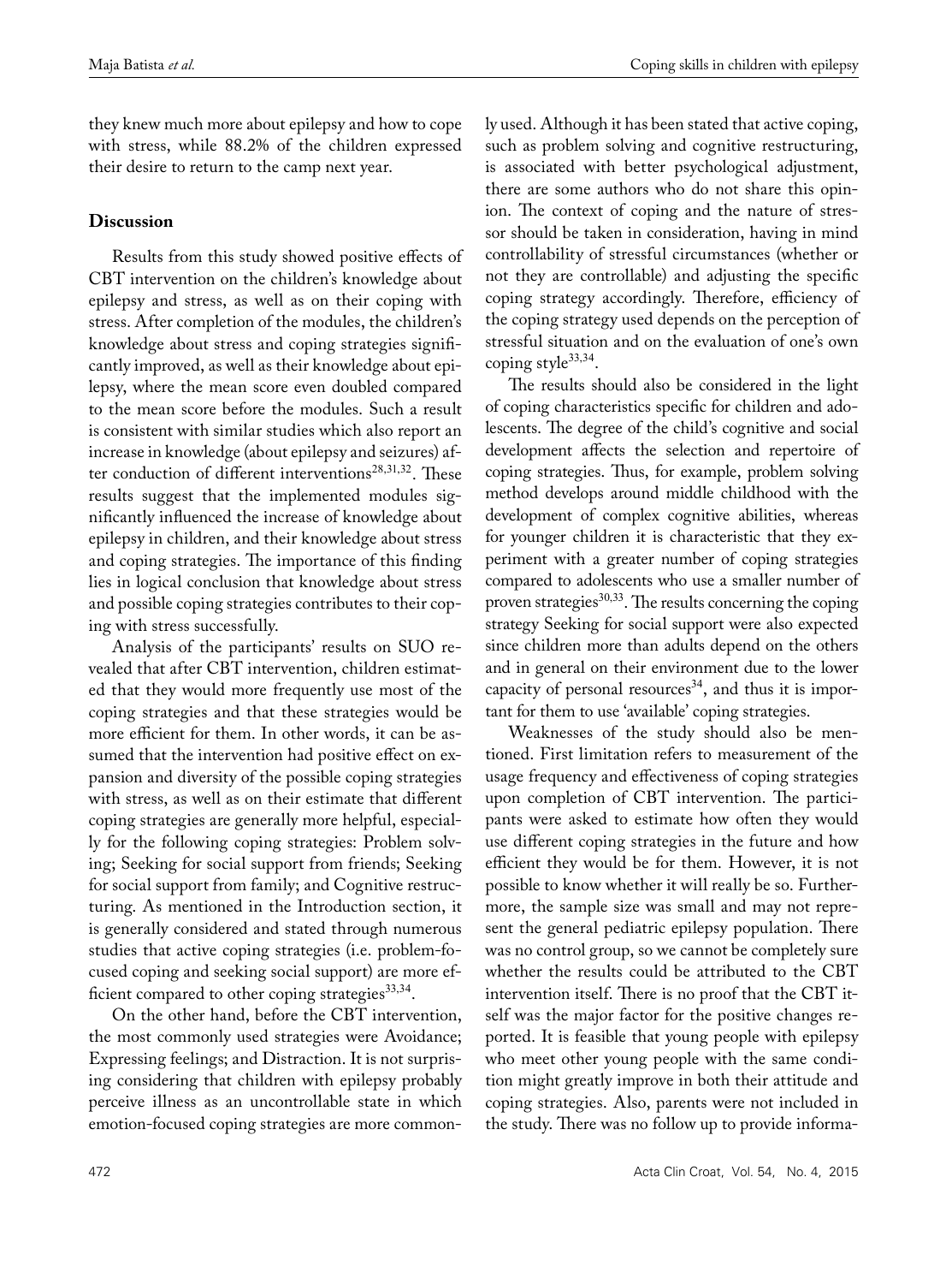they knew much more about epilepsy and how to cope with stress, while 88.2% of the children expressed their desire to return to the camp next year.

## Discussion

Results from this study showed positive effects of CBT intervention on the children's knowledge about epilepsy and stress, as well as on their coping with stress. After completion of the modules, the children's knowledge about stress and coping strategies significantly improved, as well as their knowledge about epilepsy, where the mean score even doubled compared to the mean score before the modules. Such a result is consistent with similar studies which also report an increase in knowledge (about epilepsy and seizures) after conduction of different interventions[28,31,32]. These results suggest that the implemented modules significantly influenced the increase of knowledge about epilepsy in children, and their knowledge about stress and coping strategies. The importance of this finding lies in logical conclusion that knowledge about stress and possible coping strategies contributes to their coping with stress successfully.

Analysis of the participants' results on SUO revealed that after CBT intervention, children estimated that they would more frequently use most of the coping strategies and that these strategies would be more efficient for them. In other words, it can be assumed that the intervention had positive effect on expansion and diversity of the possible coping strategies with stress, as well as on their estimate that different coping strategies are generally more helpful, especially for the following coping strategies: Problem solving; Seeking for social support from friends; Seeking for social support from family; and Cognitive restructuring. As mentioned in the Introduction section, it is generally considered and stated through numerous studies that active coping strategies (i.e. problem-focused coping and seeking social support) are more efficient compared to other coping strategies[33,34].

On the other hand, before the CBT intervention, the most commonly used strategies were Avoidance; Expressing feelings; and Distraction. It is not surprising considering that children with epilepsy probably perceive illness as an uncontrollable state in which emotion-focused coping strategies are more commonly used. Although it has been stated that active coping, such as problem solving and cognitive restructuring, is associated with better psychological adjustment, there are some authors who do not share this opinion. The context of coping and the nature of stressor should be taken in consideration, having in mind controllability of stressful circumstances (whether or not they are controllable) and adjusting the specific coping strategy accordingly. Therefore, efficiency of the coping strategy used depends on the perception of stressful situation and on the evaluation of one's own coping style[33,34].

The results should also be considered in the light of coping characteristics specific for children and adolescents. The degree of the child's cognitive and social development affects the selection and repertoire of coping strategies. Thus, for example, problem solving method develops around middle childhood with the development of complex cognitive abilities, whereas for younger children it is characteristic that they experiment with a greater number of coping strategies compared to adolescents who use a smaller number of proven strategies[30,33]. The results concerning the coping strategy Seeking for social support were also expected since children more than adults depend on the others and in general on their environment due to the lower capacity of personal resources[34], and thus it is important for them to use 'available' coping strategies.

Weaknesses of the study should also be mentioned. First limitation refers to measurement of the usage frequency and effectiveness of coping strategies upon completion of CBT intervention. The participants were asked to estimate how often they would use different coping strategies in the future and how efficient they would be for them. However, it is not possible to know whether it will really be so. Furthermore, the sample size was small and may not represent the general pediatric epilepsy population. There was no control group, so we cannot be completely sure whether the results could be attributed to the CBT intervention itself. There is no proof that the CBT itself was the major factor for the positive changes reported. It is feasible that young people with epilepsy who meet other young people with the same condition might greatly improve in both their attitude and coping strategies. Also, parents were not included in the study. There was no follow up to provide informa-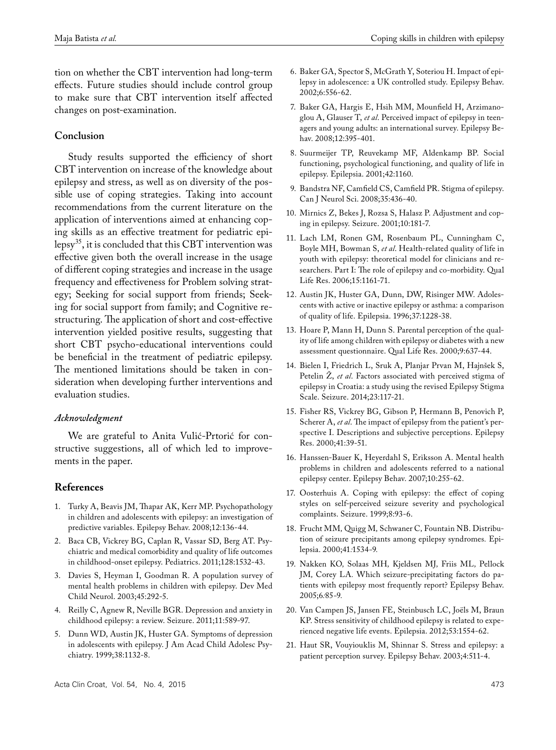tion on whether the CBT intervention had long-term effects. Future studies should include control group to make sure that CBT intervention itself affected changes on post-examination.

## Conclusion

Study results supported the efficiency of short CBT intervention on increase of the knowledge about epilepsy and stress, as well as on diversity of the possible use of coping strategies. Taking into account recommendations from the current literature on the application of interventions aimed at enhancing coping skills as an effective treatment for pediatric epilepsy[35], it is concluded that this CBT intervention was effective given both the overall increase in the usage of different coping strategies and increase in the usage frequency and effectiveness for Problem solving strategy; Seeking for social support from friends; Seeking for social support from family; and Cognitive restructuring. The application of short and cost-effective intervention yielded positive results, suggesting that short CBT psycho-educational interventions could be beneficial in the treatment of pediatric epilepsy. The mentioned limitations should be taken in consideration when developing further interventions and evaluation studies.

### *Acknowledgment*

We are grateful to Anita Vulić-Prtorić for constructive suggestions, all of which led to improvements in the paper.

## References

1. Turky A, Beavis JM, Thapar AK, Kerr MP. Psychopathology in children and adolescents with epilepsy: an investigation of predictive variables. Epilepsy Behav. 2008;12:136-44.
2. Baca CB, Vickrey BG, Caplan R, Vassar SD, Berg AT. Psychiatric and medical comorbidity and quality of life outcomes in childhood-onset epilepsy. Pediatrics. 2011;128:1532-43.
3. Davies S, Heyman I, Goodman R. A population survey of mental health problems in children with epilepsy. Dev Med Child Neurol. 2003;45:292-5.
4. Reilly C, Agnew R, Neville BGR. Depression and anxiety in childhood epilepsy: a review. Seizure. 2011;11:589-97.
5. Dunn WD, Austin JK, Huster GA. Symptoms of depression in adolescents with epilepsy. J Am Acad Child Adolesc Psychiatry. 1999;38:1132-8.
6. Baker GA, Spector S, McGrath Y, Soteriou H. Impact of epilepsy in adolescence: a UK controlled study. Epilepsy Behav. 2002;6:556-62.
7. Baker GA, Hargis E, Hsih MM, Mounfield H, Arzimanoglou A, Glauser T, *et al.* Perceived impact of epilepsy in teenagers and young adults: an international survey. Epilepsy Behav. 2008;12:395-401.
8. Suurmeijer TP, Reuvekamp MF, Aldenkamp BP. Social functioning, psychological functioning, and quality of life in epilepsy. Epilepsia. 2001;42:1160.
9. Bandstra NF, Camfield CS, Camfield PR. Stigma of epilepsy. Can J Neurol Sci. 2008;35:436-40.
10. Mirnics Z, Bekes J, Rozsa S, Halasz P. Adjustment and coping in epilepsy. Seizure. 2001;10:181-7.
11. Lach LM, Ronen GM, Rosenbaum PL, Cunningham C, Boyle MH, Bowman S, *et al*. Health-related quality of life in youth with epilepsy: theoretical model for clinicians and researchers. Part I: The role of epilepsy and co-morbidity. Qual Life Res. 2006;15:1161-71.
12. Austin JK, Huster GA, Dunn, DW, Risinger MW. Adolescents with active or inactive epilepsy or asthma: a comparison of quality of life. Epilepsia. 1996;37:1228-38.
13. Hoare P, Mann H, Dunn S. Parental perception of the quality of life among children with epilepsy or diabetes with a new assessment questionnaire. Qual Life Res. 2000;9:637-44.
14. Bielen I, Friedrich L, Sruk A, Planjar Prvan M, Hajnšek S, Petelin Ž, *et al*. Factors associated with perceived stigma of epilepsy in Croatia: a study using the revised Epilepsy Stigma Scale. Seizure. 2014;23:117-21.
15. Fisher RS, Vickrey BG, Gibson P, Hermann B, Penovich P, Scherer A, *et al*. The impact of epilepsy from the patient's perspective I. Descriptions and subjective perceptions. Epilepsy Res. 2000;41:39-51.
16. Hanssen-Bauer K, Heyerdahl S, Eriksson A. Mental health problems in children and adolescents referred to a national epilepsy center. Epilepsy Behav. 2007;10:255-62.
17. Oosterhuis A. Coping with epilepsy: the effect of coping styles on self-perceived seizure severity and psychological complaints. Seizure. 1999;8:93-6.
18. Frucht MM, Quigg M, Schwaner C, Fountain NB. Distribution of seizure precipitants among epilepsy syndromes. Epilepsia. 2000;41:1534-9.
19. Nakken KO, Solaas MH, Kjeldsen MJ, Friis ML, Pellock JM, Corey LA. Which seizure-precipitating factors do patients with epilepsy most frequently report? Epilepsy Behav. 2005;6:85-9.
20. Van Campen JS, Jansen FE, Steinbusch LC, Joëls M, Braun KP. Stress sensitivity of childhood epilepsy is related to experienced negative life events. Epilepsia. 2012;53:1554-62.
21. Haut SR, Vouyiouklis M, Shinnar S. Stress and epilepsy: a patient perception survey. Epilepsy Behav. 2003;4:511-4.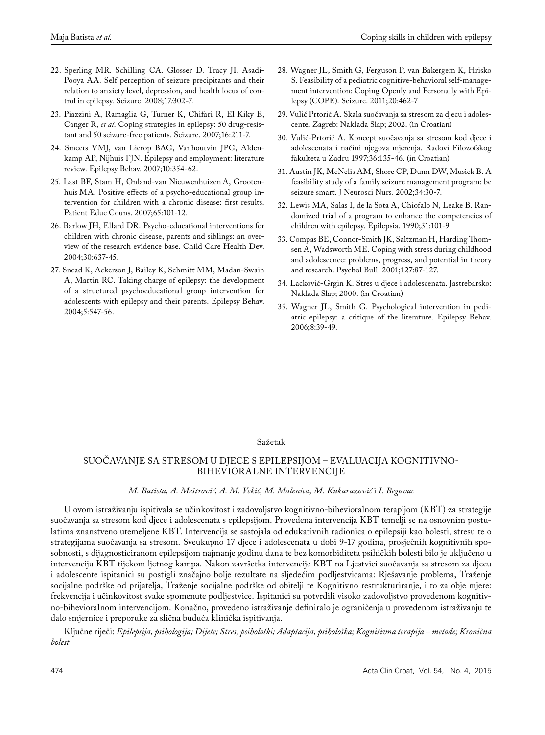22. Sperling MR, Schilling CA, Glosser D, Tracy JI, Asadi-Pooya AA. Self perception of seizure precipitants and their relation to anxiety level, depression, and health locus of control in epilepsy. Seizure. 2008;17:302-7.

23. Piazzini A, Ramaglia G, Turner K, Chifari R, El Kiky E, Canger R, *et al*. Coping strategies in epilepsy: 50 drug-resistant and 50 seizure-free patients. Seizure. 2007;16:211-7.

24. Smeets VMJ, van Lierop BAG, Vanhoutvin JPG, Aldenkamp AP, Nijhuis FJN. Epilepsy and employment: literature review. Epilepsy Behav. 2007;10:354-62.

25. Last BF, Stam H, Onland-van Nieuwenhuizen A, Grootenhuis MA. Positive effects of a psycho-educational group intervention for children with a chronic disease: first results. Patient Educ Couns. 2007;65:101-12.

26. Barlow JH, Ellard DR. Psycho-educational interventions for children with chronic disease, parents and siblings: an overview of the research evidence base. Child Care Health Dev. 2004;30:637-45.

27. Snead K, Ackerson J, Bailey K, Schmitt MM, Madan-Swain A, Martin RC. Taking charge of epilepsy: the development of a structured psychoeducational group intervention for adolescents with epilepsy and their parents. Epilepsy Behav. 2004;5:547-56.

28. Wagner JL, Smith G, Ferguson P, van Bakergem K, Hrisko S. Feasibility of a pediatric cognitive-behavioral self-management intervention: Coping Openly and Personally with Epilepsy (COPE). Seizure. 2011;20:462-7

29. Vulić Prtorić A. Skala suočavanja sa stresom za djecu i adolescente. Zagreb: Naklada Slap; 2002. (in Croatian)

30. Vulić-Prtorić A. Koncept suočavanja sa stresom kod djece i adolescenata i načini njegova mjerenja. Radovi Filozofskog fakulteta u Zadru 1997;36:135-46. (in Croatian)

31. Austin JK, McNelis AM, Shore CP, Dunn DW, Musick B. A feasibility study of a family seizure management program: be seizure smart. J Neurosci Nurs. 2002;34:30-7.

32. Lewis MA, Salas I, de la Sota A, Chiofalo N, Leake B. Randomized trial of a program to enhance the competencies of children with epilepsy. Epilepsia. 1990;31:101-9.

33. Compas BE, Connor-Smith JK, Saltzman H, Harding Thomsen A, Wadsworth ME. Coping with stress during childhood and adolescence: problems, progress, and potential in theory and research. Psychol Bull. 2001;127:87-127.

34. Lacković-Grgin K. Stres u djece i adolescenata. Jastrebarsko: Naklada Slap; 2000. (in Croatian)

35. Wagner JL, Smith G. Psychological intervention in pediatric epilepsy: a critique of the literature. Epilepsy Behav. 2006;8:39-49.

Sažetak

## SUOČAVANJE SA STRESOM U DJECE S EPILEPSIJOM – EVALUACIJA KOGNITIVNO-BIHEVIORALNE INTERVENCIJE

*M. Batista, A. Meštrović, A. M. Vekić, M. Malenica, M. Kukuruzović* i *I. Begovac*

U ovom istraživanju ispitivala se učinkovitost i zadovoljstvo kognitivno-bihevioralnom terapijom (KBT) za strategije suočavanja sa stresom kod djece i adolescenata s epilepsijom. Provedena intervencija KBT temelji se na osnovnim postulatima znanstveno utemeljene KBT. Intervencija se sastojala od edukativnih radionica o epilepsiji kao bolesti, stresu te o strategijama suočavanja sa stresom. Sveukupno 17 djece i adolescenata u dobi 9-17 godina, prosječnih kognitivnih sposobnosti, s dijagnosticiranom epilepsijom najmanje godinu dana te bez komorbiditeta psihičkih bolesti bilo je uključeno u intervenciju KBT tijekom ljetnog kampa. Nakon završetka intervencije KBT na Ljestvici suočavanja sa stresom za djecu i adolescente ispitanici su postigli značajno bolje rezultate na sljedećim podljestvicama: Rješavanje problema, Traženje socijalne podrške od prijatelja, Traženje socijalne podrške od obitelji te Kognitivno restrukturiranje, i to za obje mjere: frekvencija i učinkovitost svake spomenute podljestvice. Ispitanici su potvrdili visoko zadovoljstvo provedenom kognitivno-bihevioralnom intervencijom. Konačno, provedeno istraživanje definiralo je ograničenja u provedenom istraživanju te dalo smjernice i preporuke za slična buduća klinička ispitivanja.

Ključne riječi: *Epilepsija, psihologija; Dijete; Stres, psihološki; Adaptacija, psihološka; Kognitivna terapija – metode; Kronična bolest*